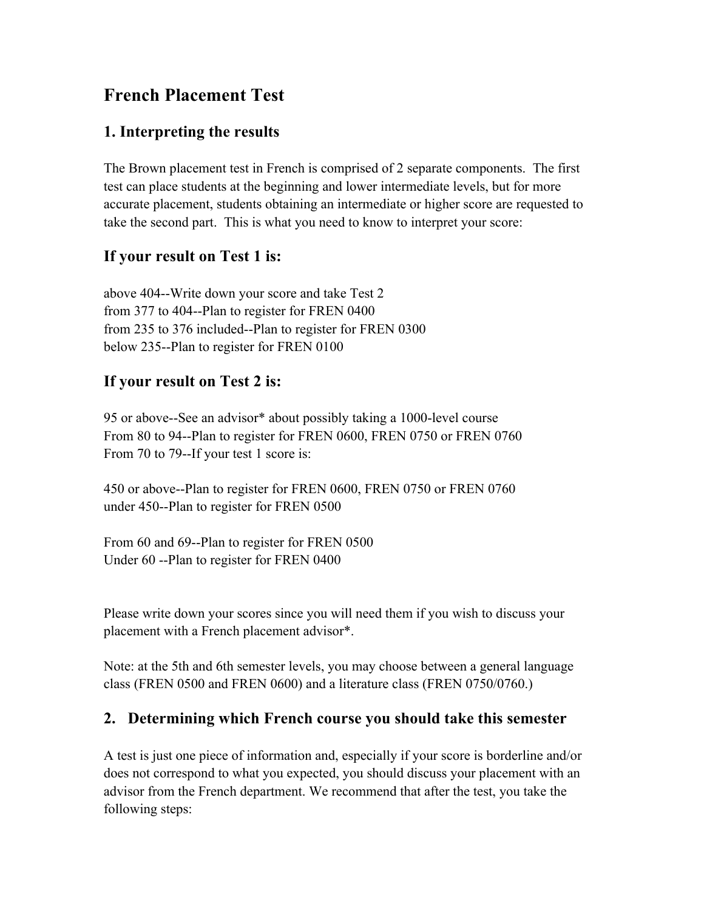# French Placement Test

## 1. Interpreting the results

The Brown placement test in French is comprised of 2 separate components. The first test can place students at the beginning and lower intermediate levels, but for more accurate placement, students obtaining an intermediate or higher score are requested to take the second part. This is what you need to know to interpret your score:

## If your result on Test 1 is:

above 404--Write down your score and take Test 2
from 377 to 404--Plan to register for FREN 0400
from 235 to 376 included--Plan to register for FREN 0300
below 235--Plan to register for FREN 0100

## If your result on Test 2 is:

95 or above--See an advisor* about possibly taking a 1000-level course
From 80 to 94--Plan to register for FREN 0600, FREN 0750 or FREN 0760
From 70 to 79--If your test 1 score is:

450 or above--Plan to register for FREN 0600, FREN 0750 or FREN 0760
under 450--Plan to register for FREN 0500

From 60 and 69--Plan to register for FREN 0500
Under 60 --Plan to register for FREN 0400

Please write down your scores since you will need them if you wish to discuss your placement with a French placement advisor*.

Note: at the 5th and 6th semester levels, you may choose between a general language class (FREN 0500 and FREN 0600) and a literature class (FREN 0750/0760.)

## 2. Determining which French course you should take this semester

A test is just one piece of information and, especially if your score is borderline and/or does not correspond to what you expected, you should discuss your placement with an advisor from the French department. We recommend that after the test, you take the following steps: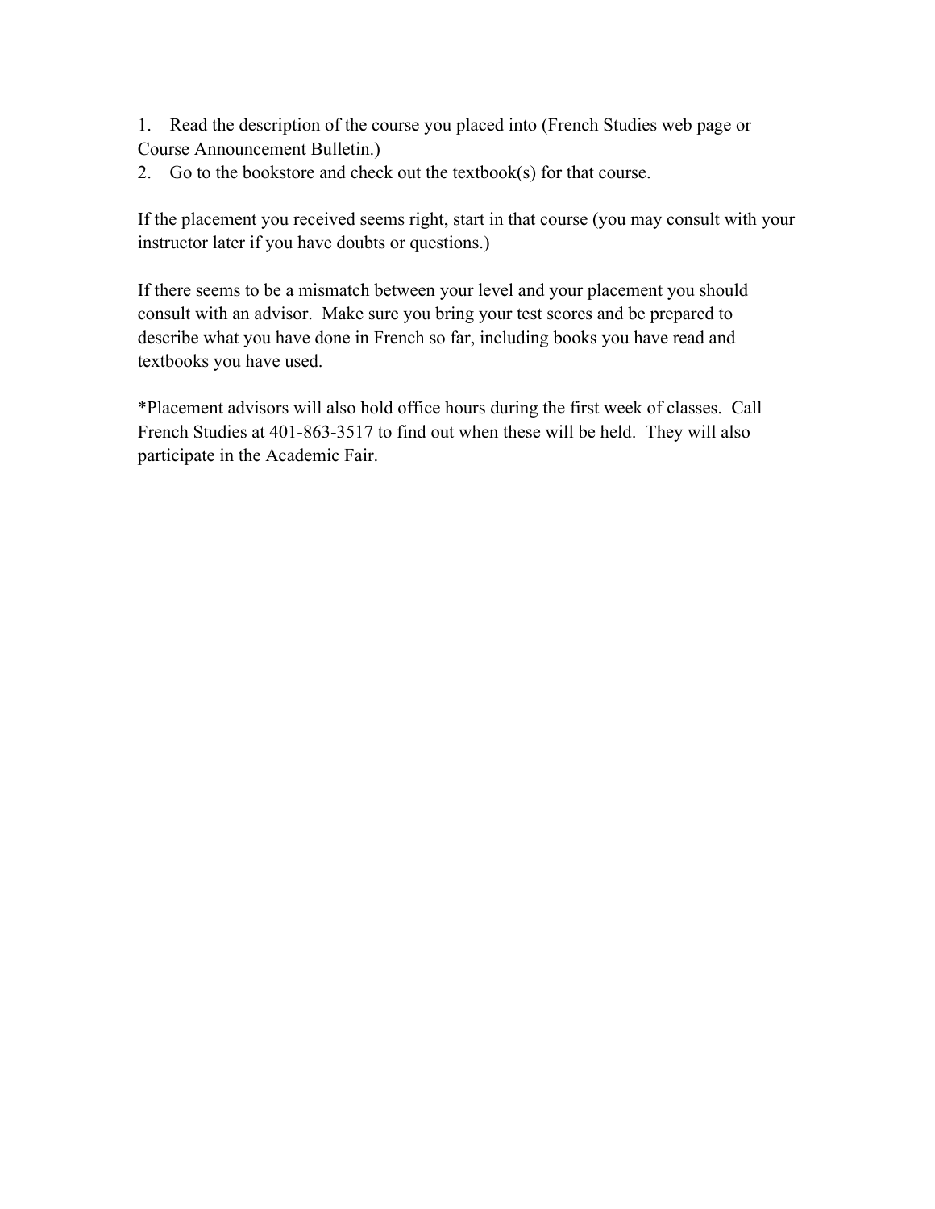1. Read the description of the course you placed into (French Studies web page or Course Announcement Bulletin.)
2. Go to the bookstore and check out the textbook(s) for that course.

If the placement you received seems right, start in that course (you may consult with your instructor later if you have doubts or questions.)

If there seems to be a mismatch between your level and your placement you should consult with an advisor. Make sure you bring your test scores and be prepared to describe what you have done in French so far, including books you have read and textbooks you have used.

*Placement advisors will also hold office hours during the first week of classes. Call French Studies at 401-863-3517 to find out when these will be held. They will also participate in the Academic Fair.